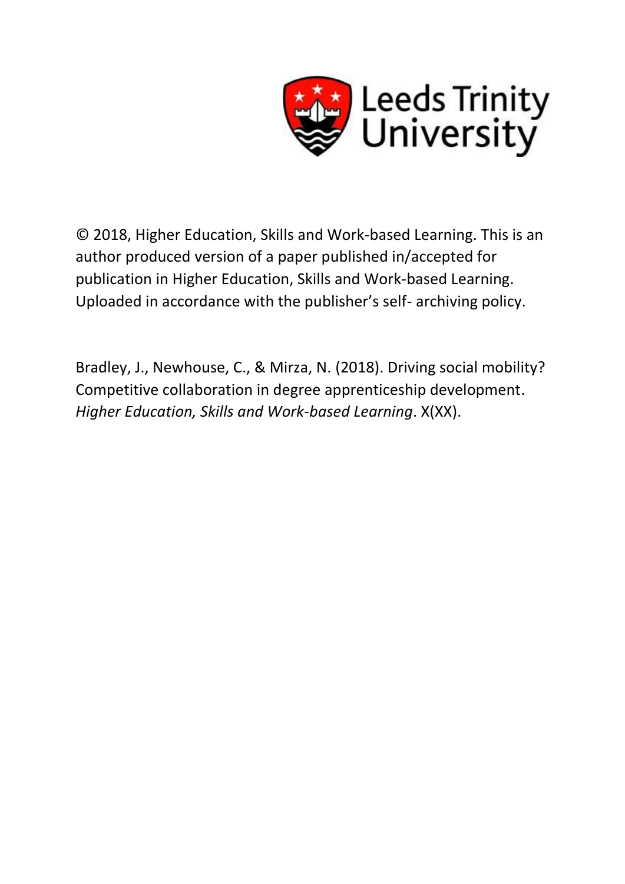Leeds Trinity University

© 2018, Higher Education, Skills and Work-based Learning. This is an author produced version of a paper published in/accepted for publication in Higher Education, Skills and Work-based Learning. Uploaded in accordance with the publisher's self- archiving policy.

Bradley, J., Newhouse, C., & Mirza, N. (2018). Driving social mobility? Competitive collaboration in degree apprenticeship development. *Higher Education, Skills and Work-based Learning*. X(XX).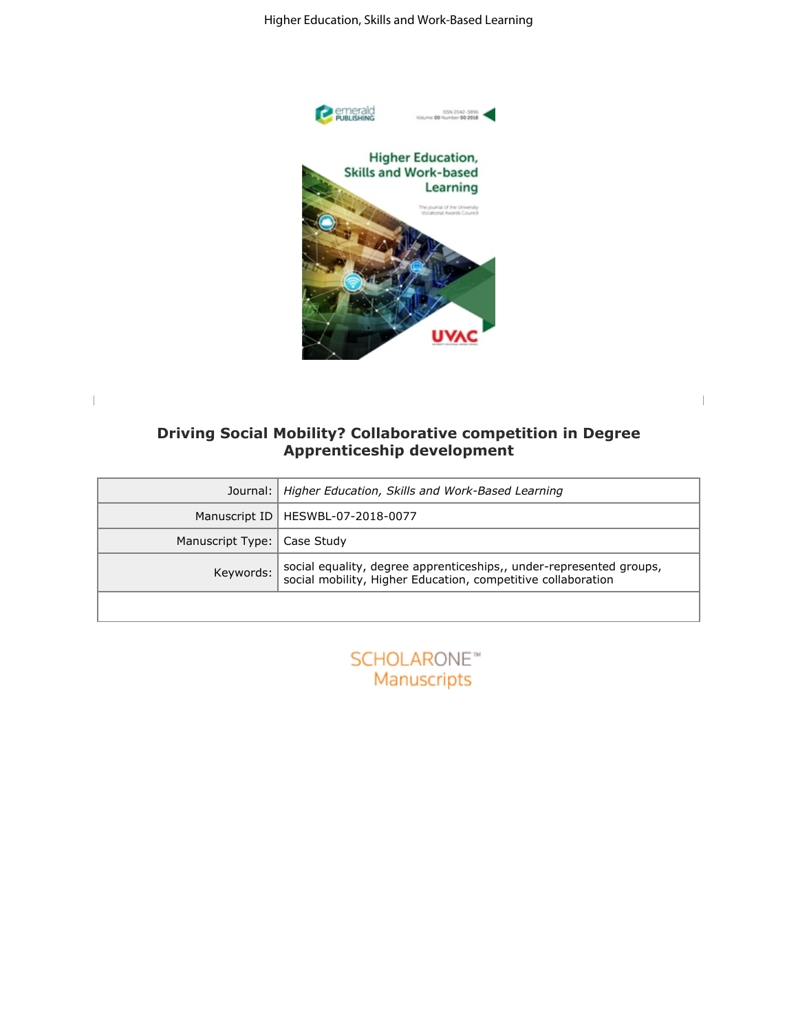# Driving Social Mobility? Collaborative competition in Degree Apprenticeship development

| | |
|---|---|
| Journal: | *Higher Education, Skills and Work-Based Learning* |
| Manuscript ID | HESWBL-07-2018-0077 |
| Manuscript Type: | Case Study |
| Keywords: | social equality, degree apprenticeships,, under-represented groups, social mobility, Higher Education, competitive collaboration |
| | |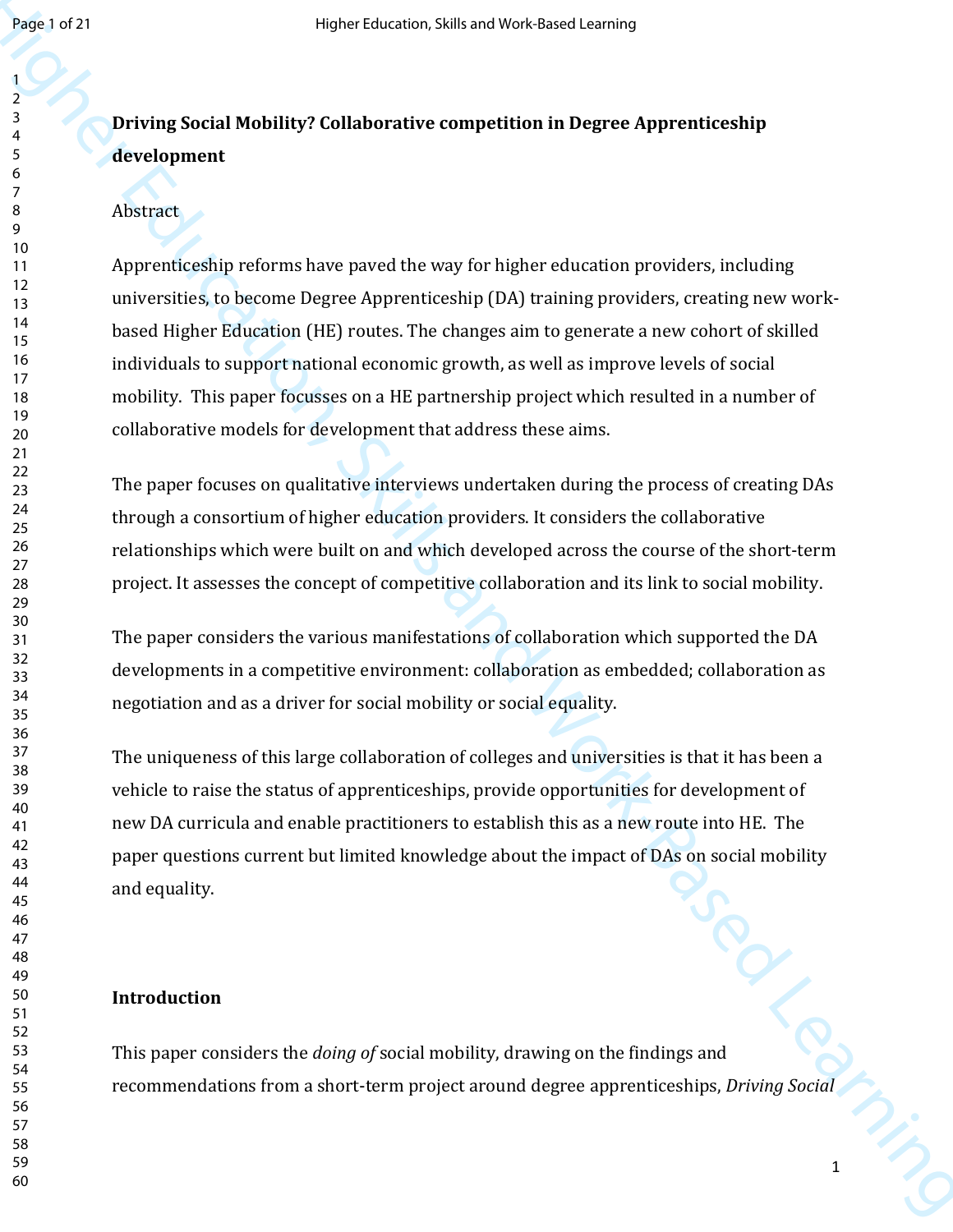**Driving Social Mobility? Collaborative competition in Degree Apprenticeship development**

Abstract

Apprenticeship reforms have paved the way for higher education providers, including universities, to become Degree Apprenticeship (DA) training providers, creating new work-based Higher Education (HE) routes. The changes aim to generate a new cohort of skilled individuals to support national economic growth, as well as improve levels of social mobility. This paper focusses on a HE partnership project which resulted in a number of collaborative models for development that address these aims.

The paper focuses on qualitative interviews undertaken during the process of creating DAs through a consortium of higher education providers. It considers the collaborative relationships which were built on and which developed across the course of the short-term project. It assesses the concept of competitive collaboration and its link to social mobility.

The paper considers the various manifestations of collaboration which supported the DA developments in a competitive environment: collaboration as embedded; collaboration as negotiation and as a driver for social mobility or social equality.

The uniqueness of this large collaboration of colleges and universities is that it has been a vehicle to raise the status of apprenticeships, provide opportunities for development of new DA curricula and enable practitioners to establish this as a new route into HE. The paper questions current but limited knowledge about the impact of DAs on social mobility and equality.

**Introduction**

This paper considers the *doing of* social mobility, drawing on the findings and recommendations from a short-term project around degree apprenticeships, *Driving Social*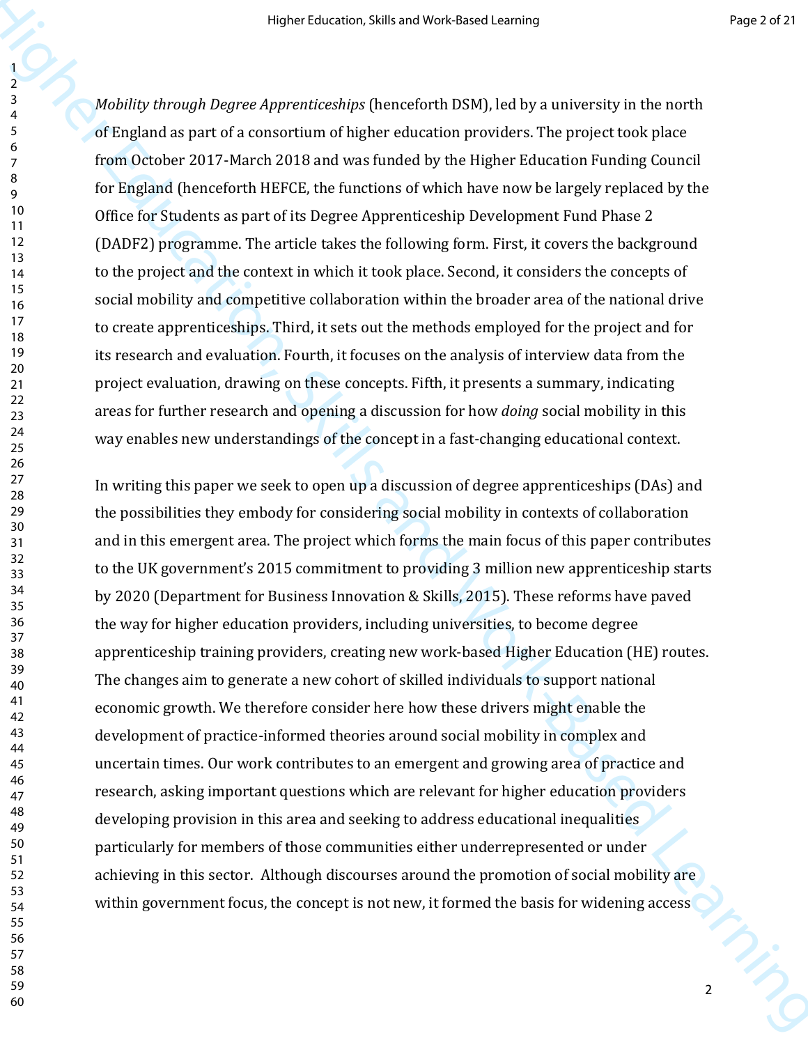*Mobility through Degree Apprenticeships* (henceforth DSM), led by a university in the north of England as part of a consortium of higher education providers. The project took place from October 2017-March 2018 and was funded by the Higher Education Funding Council for England (henceforth HEFCE, the functions of which have now be largely replaced by the Office for Students as part of its Degree Apprenticeship Development Fund Phase 2 (DADF2) programme. The article takes the following form. First, it covers the background to the project and the context in which it took place. Second, it considers the concepts of social mobility and competitive collaboration within the broader area of the national drive to create apprenticeships. Third, it sets out the methods employed for the project and for its research and evaluation. Fourth, it focuses on the analysis of interview data from the project evaluation, drawing on these concepts. Fifth, it presents a summary, indicating areas for further research and opening a discussion for how *doing* social mobility in this way enables new understandings of the concept in a fast-changing educational context.

In writing this paper we seek to open up a discussion of degree apprenticeships (DAs) and the possibilities they embody for considering social mobility in contexts of collaboration and in this emergent area. The project which forms the main focus of this paper contributes to the UK government's 2015 commitment to providing 3 million new apprenticeship starts by 2020 (Department for Business Innovation & Skills, 2015). These reforms have paved the way for higher education providers, including universities, to become degree apprenticeship training providers, creating new work-based Higher Education (HE) routes. The changes aim to generate a new cohort of skilled individuals to support national economic growth. We therefore consider here how these drivers might enable the development of practice-informed theories around social mobility in complex and uncertain times. Our work contributes to an emergent and growing area of practice and research, asking important questions which are relevant for higher education providers developing provision in this area and seeking to address educational inequalities particularly for members of those communities either underrepresented or under achieving in this sector.  Although discourses around the promotion of social mobility are within government focus, the concept is not new, it formed the basis for widening access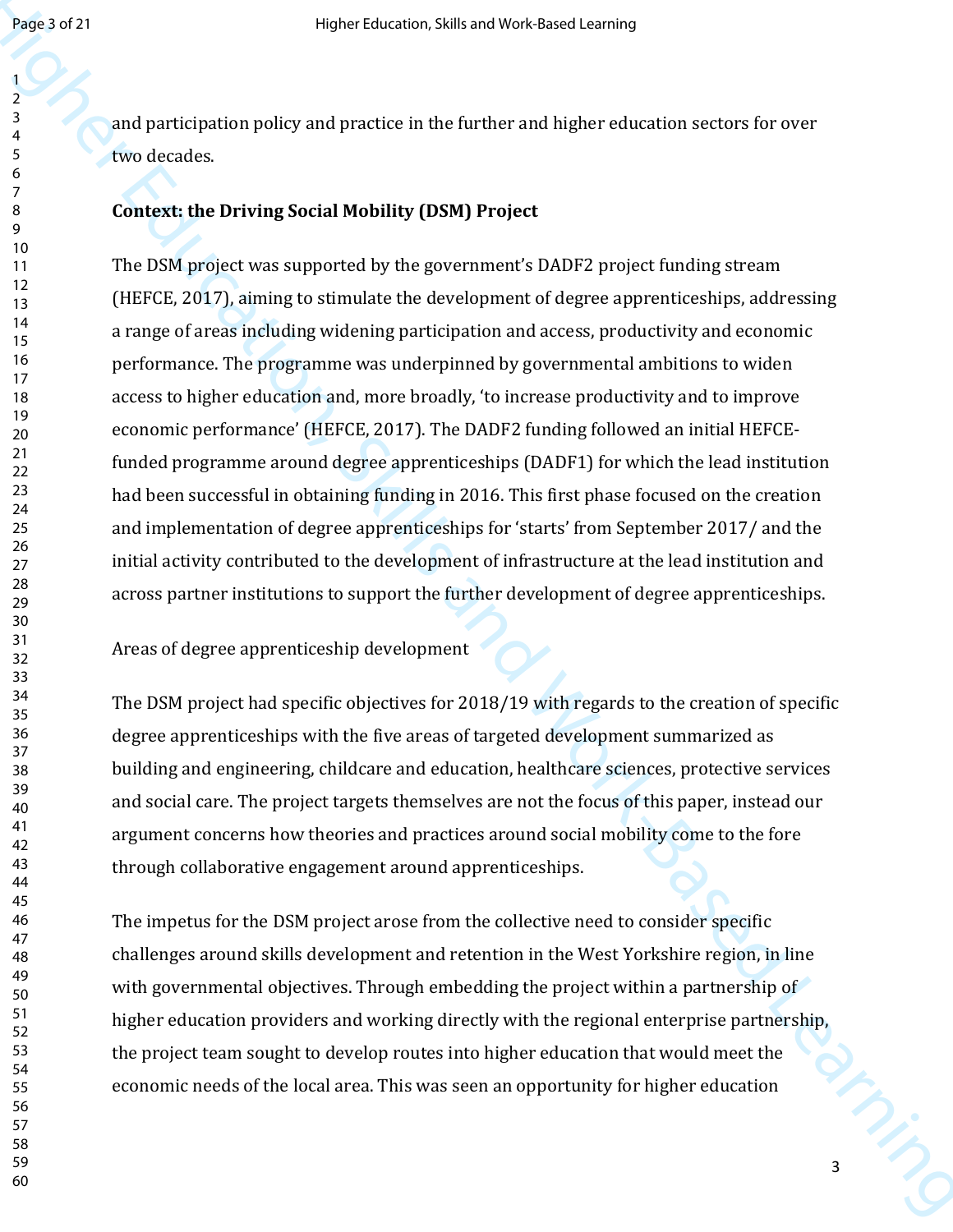and participation policy and practice in the further and higher education sectors for over two decades.

## Context: the Driving Social Mobility (DSM) Project

The DSM project was supported by the government's DADF2 project funding stream (HEFCE, 2017), aiming to stimulate the development of degree apprenticeships, addressing a range of areas including widening participation and access, productivity and economic performance. The programme was underpinned by governmental ambitions to widen access to higher education and, more broadly, 'to increase productivity and to improve economic performance' (HEFCE, 2017). The DADF2 funding followed an initial HEFCE-funded programme around degree apprenticeships (DADF1) for which the lead institution had been successful in obtaining funding in 2016. This first phase focused on the creation and implementation of degree apprenticeships for 'starts' from September 2017/ and the initial activity contributed to the development of infrastructure at the lead institution and across partner institutions to support the further development of degree apprenticeships.

### Areas of degree apprenticeship development

The DSM project had specific objectives for 2018/19 with regards to the creation of specific degree apprenticeships with the five areas of targeted development summarized as building and engineering, childcare and education, healthcare sciences, protective services and social care. The project targets themselves are not the focus of this paper, instead our argument concerns how theories and practices around social mobility come to the fore through collaborative engagement around apprenticeships.

The impetus for the DSM project arose from the collective need to consider specific challenges around skills development and retention in the West Yorkshire region, in line with governmental objectives. Through embedding the project within a partnership of higher education providers and working directly with the regional enterprise partnership, the project team sought to develop routes into higher education that would meet the economic needs of the local area. This was seen an opportunity for higher education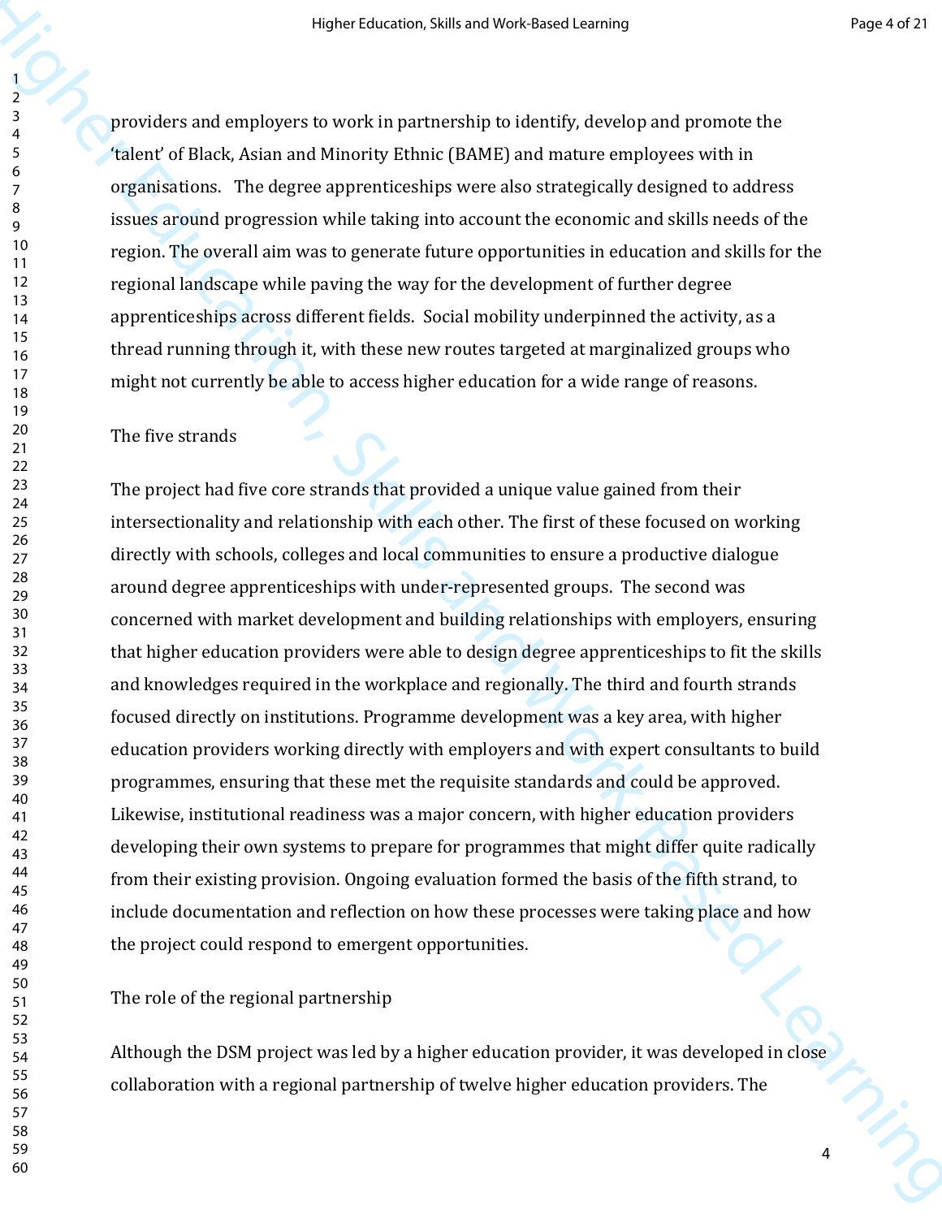providers and employers to work in partnership to identify, develop and promote the 'talent' of Black, Asian and Minority Ethnic (BAME) and mature employees with in organisations. The degree apprenticeships were also strategically designed to address issues around progression while taking into account the economic and skills needs of the region. The overall aim was to generate future opportunities in education and skills for the regional landscape while paving the way for the development of further degree apprenticeships across different fields. Social mobility underpinned the activity, as a thread running through it, with these new routes targeted at marginalized groups who might not currently be able to access higher education for a wide range of reasons.

## The five strands

The project had five core strands that provided a unique value gained from their intersectionality and relationship with each other. The first of these focused on working directly with schools, colleges and local communities to ensure a productive dialogue around degree apprenticeships with under-represented groups. The second was concerned with market development and building relationships with employers, ensuring that higher education providers were able to design degree apprenticeships to fit the skills and knowledges required in the workplace and regionally. The third and fourth strands focused directly on institutions. Programme development was a key area, with higher education providers working directly with employers and with expert consultants to build programmes, ensuring that these met the requisite standards and could be approved. Likewise, institutional readiness was a major concern, with higher education providers developing their own systems to prepare for programmes that might differ quite radically from their existing provision. Ongoing evaluation formed the basis of the fifth strand, to include documentation and reflection on how these processes were taking place and how the project could respond to emergent opportunities.

## The role of the regional partnership

Although the DSM project was led by a higher education provider, it was developed in close collaboration with a regional partnership of twelve higher education providers. The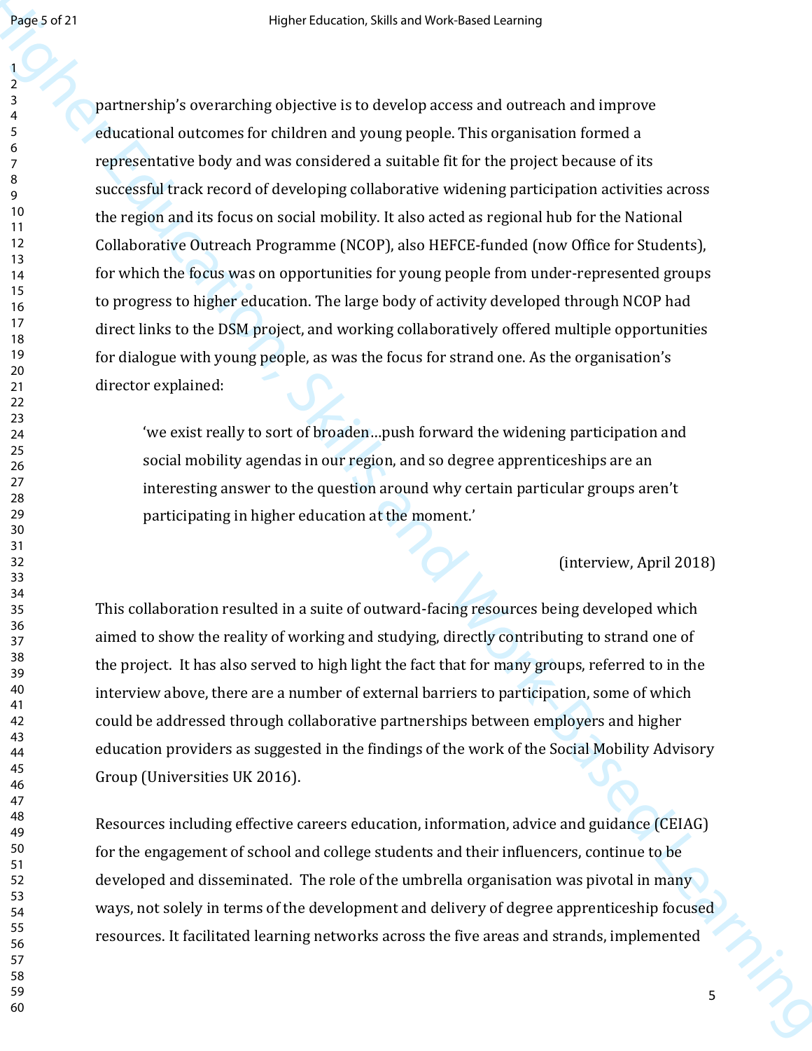partnership's overarching objective is to develop access and outreach and improve educational outcomes for children and young people. This organisation formed a representative body and was considered a suitable fit for the project because of its successful track record of developing collaborative widening participation activities across the region and its focus on social mobility. It also acted as regional hub for the National Collaborative Outreach Programme (NCOP), also HEFCE-funded (now Office for Students), for which the focus was on opportunities for young people from under-represented groups to progress to higher education. The large body of activity developed through NCOP had direct links to the DSM project, and working collaboratively offered multiple opportunities for dialogue with young people, as was the focus for strand one. As the organisation's director explained:

> 'we exist really to sort of broaden…push forward the widening participation and social mobility agendas in our region, and so degree apprenticeships are an interesting answer to the question around why certain particular groups aren't participating in higher education at the moment.'
>
> (interview, April 2018)

This collaboration resulted in a suite of outward-facing resources being developed which aimed to show the reality of working and studying, directly contributing to strand one of the project. It has also served to high light the fact that for many groups, referred to in the interview above, there are a number of external barriers to participation, some of which could be addressed through collaborative partnerships between employers and higher education providers as suggested in the findings of the work of the Social Mobility Advisory Group (Universities UK 2016).

Resources including effective careers education, information, advice and guidance (CEIAG) for the engagement of school and college students and their influencers, continue to be developed and disseminated. The role of the umbrella organisation was pivotal in many ways, not solely in terms of the development and delivery of degree apprenticeship focused resources. It facilitated learning networks across the five areas and strands, implemented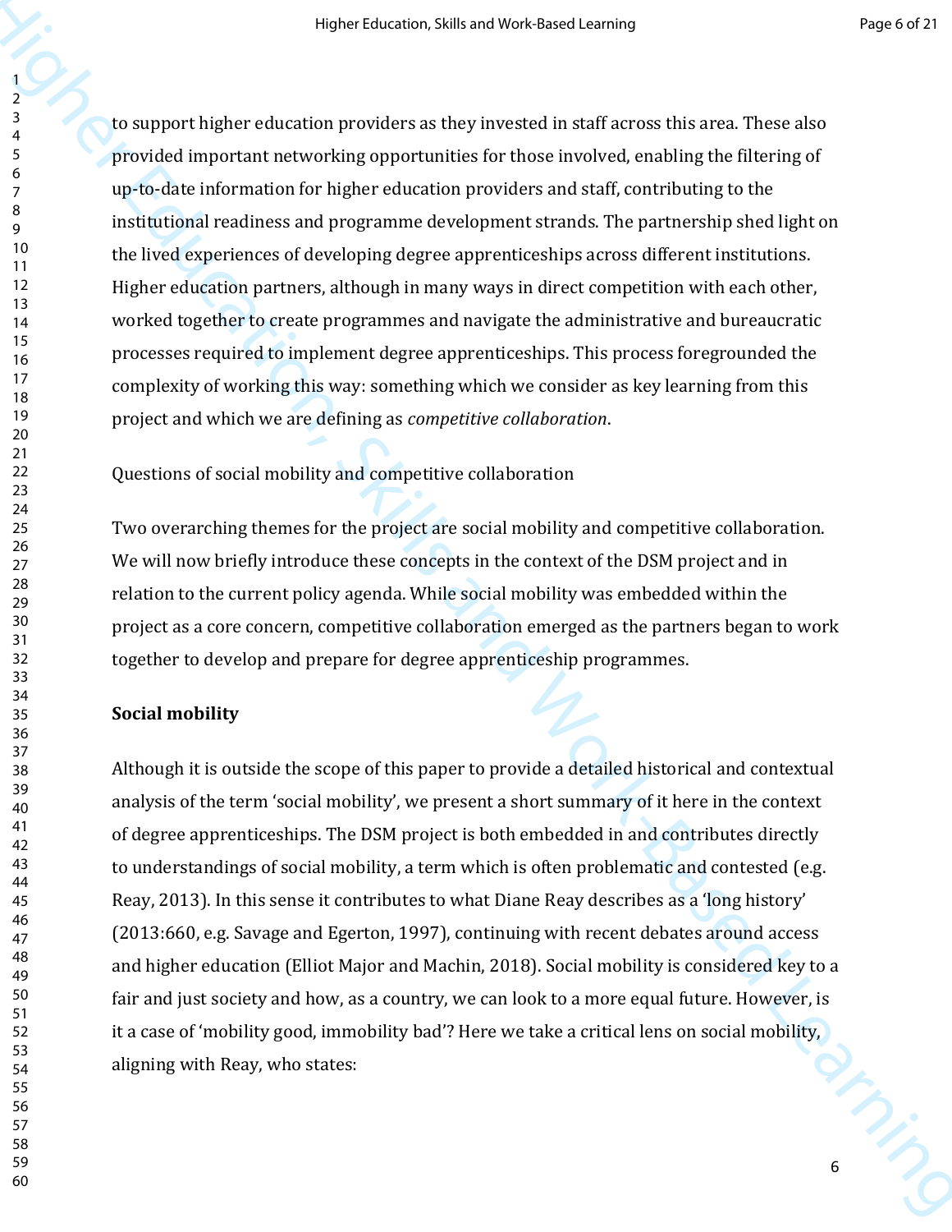to support higher education providers as they invested in staff across this area. These also provided important networking opportunities for those involved, enabling the filtering of up-to-date information for higher education providers and staff, contributing to the institutional readiness and programme development strands. The partnership shed light on the lived experiences of developing degree apprenticeships across different institutions. Higher education partners, although in many ways in direct competition with each other, worked together to create programmes and navigate the administrative and bureaucratic processes required to implement degree apprenticeships. This process foregrounded the complexity of working this way: something which we consider as key learning from this project and which we are defining as *competitive collaboration*.

Questions of social mobility and competitive collaboration

Two overarching themes for the project are social mobility and competitive collaboration. We will now briefly introduce these concepts in the context of the DSM project and in relation to the current policy agenda. While social mobility was embedded within the project as a core concern, competitive collaboration emerged as the partners began to work together to develop and prepare for degree apprenticeship programmes.

**Social mobility**

Although it is outside the scope of this paper to provide a detailed historical and contextual analysis of the term 'social mobility', we present a short summary of it here in the context of degree apprenticeships. The DSM project is both embedded in and contributes directly to understandings of social mobility, a term which is often problematic and contested (e.g. Reay, 2013). In this sense it contributes to what Diane Reay describes as a 'long history' (2013:660, e.g. Savage and Egerton, 1997), continuing with recent debates around access and higher education (Elliot Major and Machin, 2018). Social mobility is considered key to a fair and just society and how, as a country, we can look to a more equal future. However, is it a case of 'mobility good, immobility bad'? Here we take a critical lens on social mobility, aligning with Reay, who states: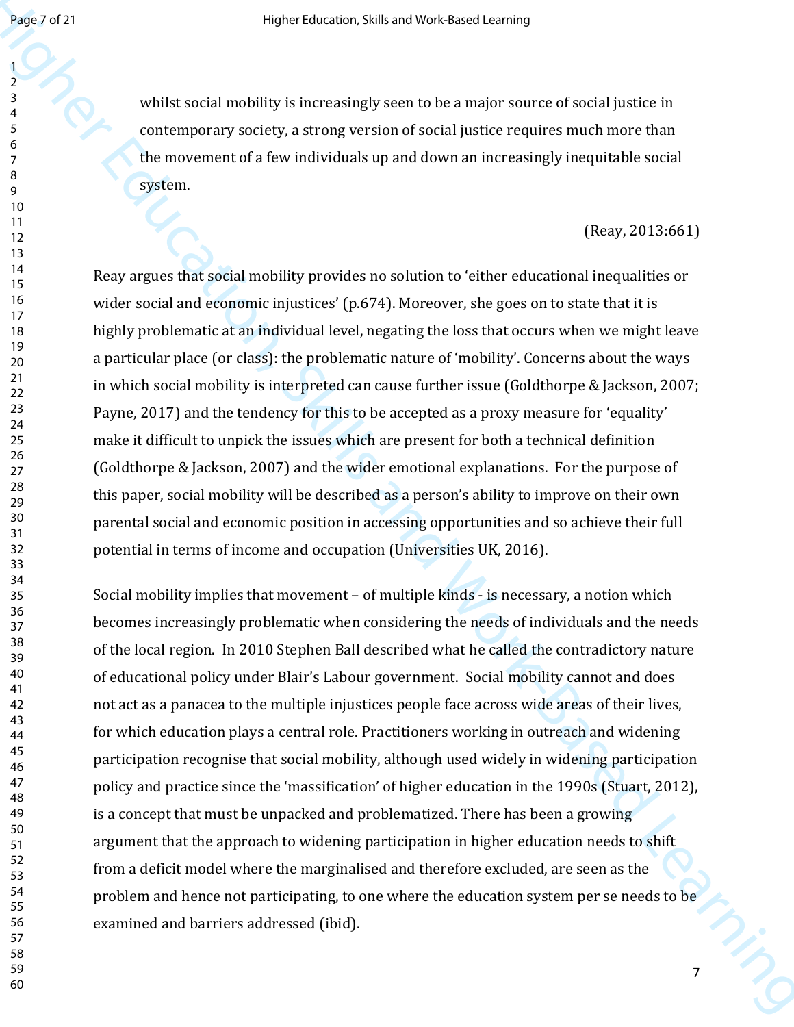> whilst social mobility is increasingly seen to be a major source of social justice in contemporary society, a strong version of social justice requires much more than the movement of a few individuals up and down an increasingly inequitable social system.
>
> (Reay, 2013:661)

Reay argues that social mobility provides no solution to 'either educational inequalities or wider social and economic injustices' (p.674). Moreover, she goes on to state that it is highly problematic at an individual level, negating the loss that occurs when we might leave a particular place (or class): the problematic nature of 'mobility'. Concerns about the ways in which social mobility is interpreted can cause further issue (Goldthorpe & Jackson, 2007; Payne, 2017) and the tendency for this to be accepted as a proxy measure for 'equality' make it difficult to unpick the issues which are present for both a technical definition (Goldthorpe & Jackson, 2007) and the wider emotional explanations. For the purpose of this paper, social mobility will be described as a person's ability to improve on their own parental social and economic position in accessing opportunities and so achieve their full potential in terms of income and occupation (Universities UK, 2016).

Social mobility implies that movement – of multiple kinds - is necessary, a notion which becomes increasingly problematic when considering the needs of individuals and the needs of the local region. In 2010 Stephen Ball described what he called the contradictory nature of educational policy under Blair's Labour government. Social mobility cannot and does not act as a panacea to the multiple injustices people face across wide areas of their lives, for which education plays a central role. Practitioners working in outreach and widening participation recognise that social mobility, although used widely in widening participation policy and practice since the 'massification' of higher education in the 1990s (Stuart, 2012), is a concept that must be unpacked and problematized. There has been a growing argument that the approach to widening participation in higher education needs to shift from a deficit model where the marginalised and therefore excluded, are seen as the problem and hence not participating, to one where the education system per se needs to be examined and barriers addressed (ibid).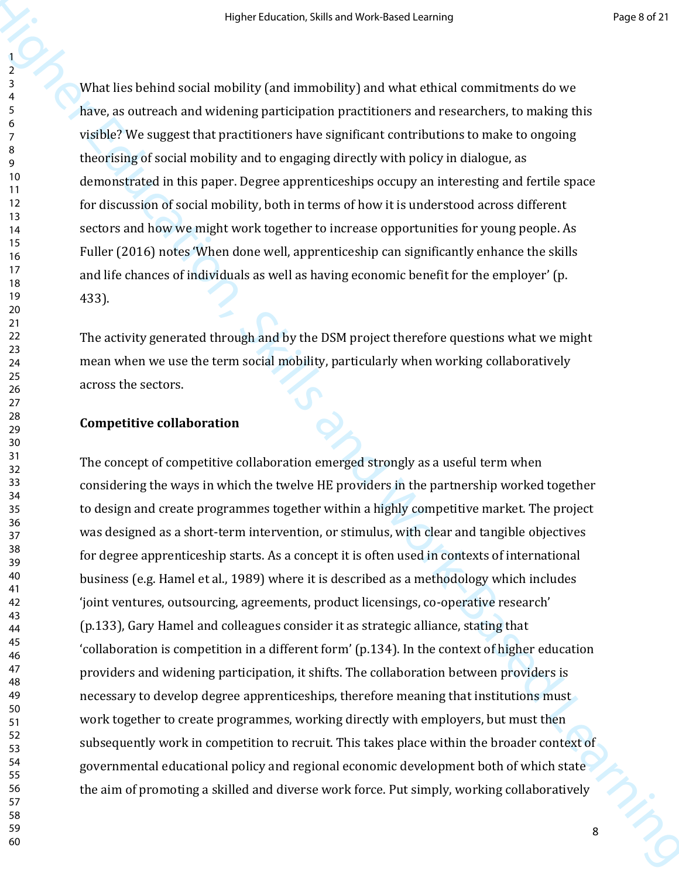What lies behind social mobility (and immobility) and what ethical commitments do we have, as outreach and widening participation practitioners and researchers, to making this visible? We suggest that practitioners have significant contributions to make to ongoing theorising of social mobility and to engaging directly with policy in dialogue, as demonstrated in this paper. Degree apprenticeships occupy an interesting and fertile space for discussion of social mobility, both in terms of how it is understood across different sectors and how we might work together to increase opportunities for young people. As Fuller (2016) notes 'When done well, apprenticeship can significantly enhance the skills and life chances of individuals as well as having economic benefit for the employer' (p. 433).

The activity generated through and by the DSM project therefore questions what we might mean when we use the term social mobility, particularly when working collaboratively across the sectors.

**Competitive collaboration**

The concept of competitive collaboration emerged strongly as a useful term when considering the ways in which the twelve HE providers in the partnership worked together to design and create programmes together within a highly competitive market. The project was designed as a short-term intervention, or stimulus, with clear and tangible objectives for degree apprenticeship starts. As a concept it is often used in contexts of international business (e.g. Hamel et al., 1989) where it is described as a methodology which includes 'joint ventures, outsourcing, agreements, product licensings, co-operative research' (p.133), Gary Hamel and colleagues consider it as strategic alliance, stating that 'collaboration is competition in a different form' (p.134). In the context of higher education providers and widening participation, it shifts. The collaboration between providers is necessary to develop degree apprenticeships, therefore meaning that institutions must work together to create programmes, working directly with employers, but must then subsequently work in competition to recruit. This takes place within the broader context of governmental educational policy and regional economic development both of which state the aim of promoting a skilled and diverse work force. Put simply, working collaboratively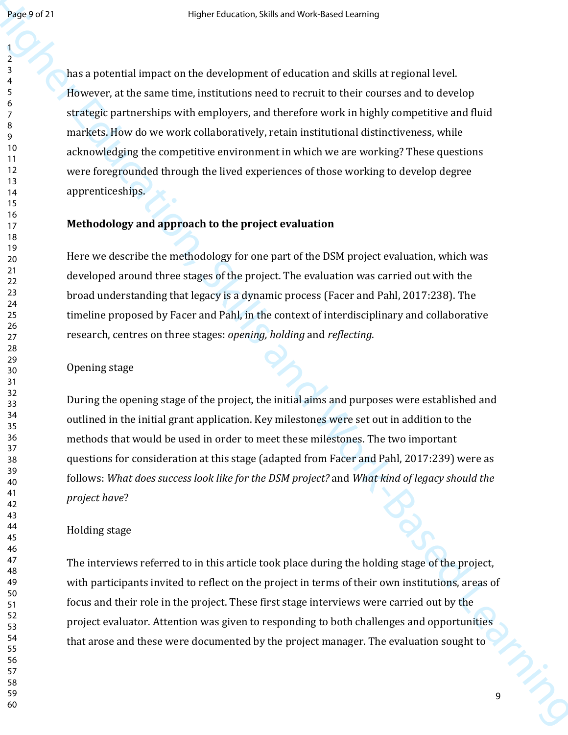has a potential impact on the development of education and skills at regional level. However, at the same time, institutions need to recruit to their courses and to develop strategic partnerships with employers, and therefore work in highly competitive and fluid markets. How do we work collaboratively, retain institutional distinctiveness, while acknowledging the competitive environment in which we are working? These questions were foregrounded through the lived experiences of those working to develop degree apprenticeships.

## Methodology and approach to the project evaluation

Here we describe the methodology for one part of the DSM project evaluation, which was developed around three stages of the project. The evaluation was carried out with the broad understanding that legacy is a dynamic process (Facer and Pahl, 2017:238). The timeline proposed by Facer and Pahl, in the context of interdisciplinary and collaborative research, centres on three stages: *opening, holding* and *reflecting*.

### Opening stage

During the opening stage of the project, the initial aims and purposes were established and outlined in the initial grant application. Key milestones were set out in addition to the methods that would be used in order to meet these milestones. The two important questions for consideration at this stage (adapted from Facer and Pahl, 2017:239) were as follows: *What does success look like for the DSM project?* and *What kind of legacy should the project have*?

### Holding stage

The interviews referred to in this article took place during the holding stage of the project, with participants invited to reflect on the project in terms of their own institutions, areas of focus and their role in the project. These first stage interviews were carried out by the project evaluator. Attention was given to responding to both challenges and opportunities that arose and these were documented by the project manager. The evaluation sought to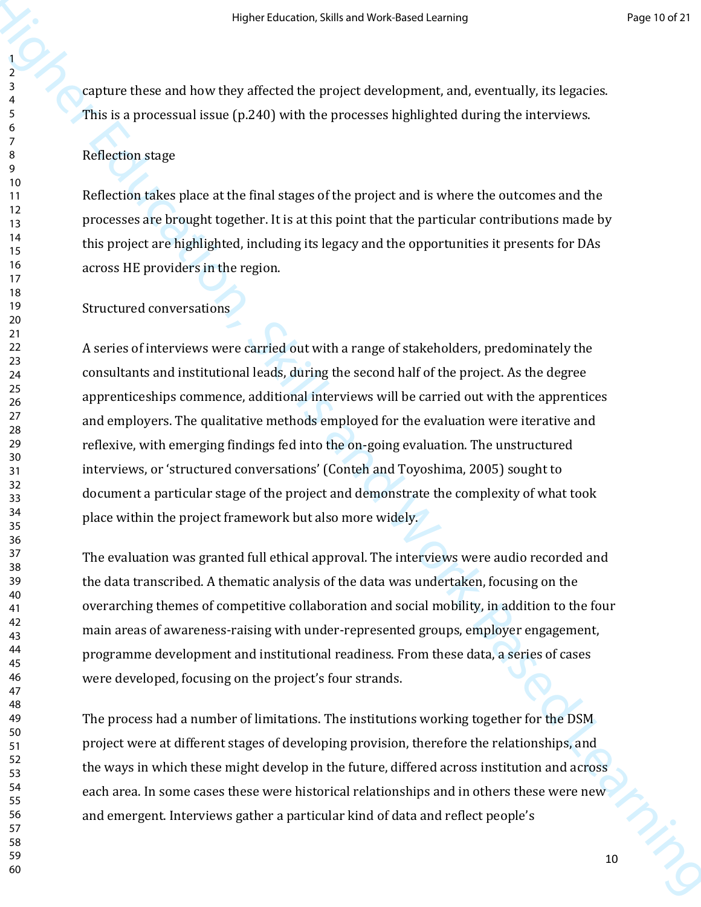capture these and how they affected the project development, and, eventually, its legacies. This is a processual issue (p.240) with the processes highlighted during the interviews.

### Reflection stage

Reflection takes place at the final stages of the project and is where the outcomes and the processes are brought together. It is at this point that the particular contributions made by this project are highlighted, including its legacy and the opportunities it presents for DAs across HE providers in the region.

### Structured conversations

A series of interviews were carried out with a range of stakeholders, predominately the consultants and institutional leads, during the second half of the project. As the degree apprenticeships commence, additional interviews will be carried out with the apprentices and employers. The qualitative methods employed for the evaluation were iterative and reflexive, with emerging findings fed into the on-going evaluation. The unstructured interviews, or 'structured conversations' (Conteh and Toyoshima, 2005) sought to document a particular stage of the project and demonstrate the complexity of what took place within the project framework but also more widely.

The evaluation was granted full ethical approval. The interviews were audio recorded and the data transcribed. A thematic analysis of the data was undertaken, focusing on the overarching themes of competitive collaboration and social mobility, in addition to the four main areas of awareness-raising with under-represented groups, employer engagement, programme development and institutional readiness. From these data, a series of cases were developed, focusing on the project's four strands.

The process had a number of limitations. The institutions working together for the DSM project were at different stages of developing provision, therefore the relationships, and the ways in which these might develop in the future, differed across institution and across each area. In some cases these were historical relationships and in others these were new and emergent. Interviews gather a particular kind of data and reflect people's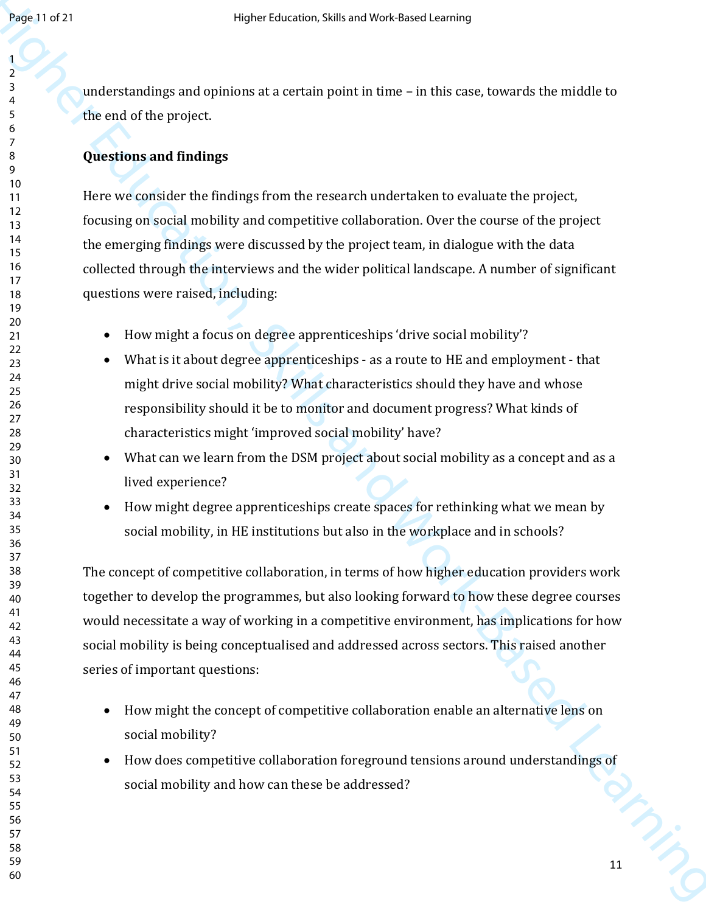understandings and opinions at a certain point in time – in this case, towards the middle to the end of the project.

**Questions and findings**

Here we consider the findings from the research undertaken to evaluate the project, focusing on social mobility and competitive collaboration. Over the course of the project the emerging findings were discussed by the project team, in dialogue with the data collected through the interviews and the wider political landscape. A number of significant questions were raised, including:

- How might a focus on degree apprenticeships 'drive social mobility'?
- What is it about degree apprenticeships - as a route to HE and employment - that might drive social mobility? What characteristics should they have and whose responsibility should it be to monitor and document progress? What kinds of characteristics might 'improved social mobility' have?
- What can we learn from the DSM project about social mobility as a concept and as a lived experience?
- How might degree apprenticeships create spaces for rethinking what we mean by social mobility, in HE institutions but also in the workplace and in schools?

The concept of competitive collaboration, in terms of how higher education providers work together to develop the programmes, but also looking forward to how these degree courses would necessitate a way of working in a competitive environment, has implications for how social mobility is being conceptualised and addressed across sectors. This raised another series of important questions:

- How might the concept of competitive collaboration enable an alternative lens on social mobility?
- How does competitive collaboration foreground tensions around understandings of social mobility and how can these be addressed?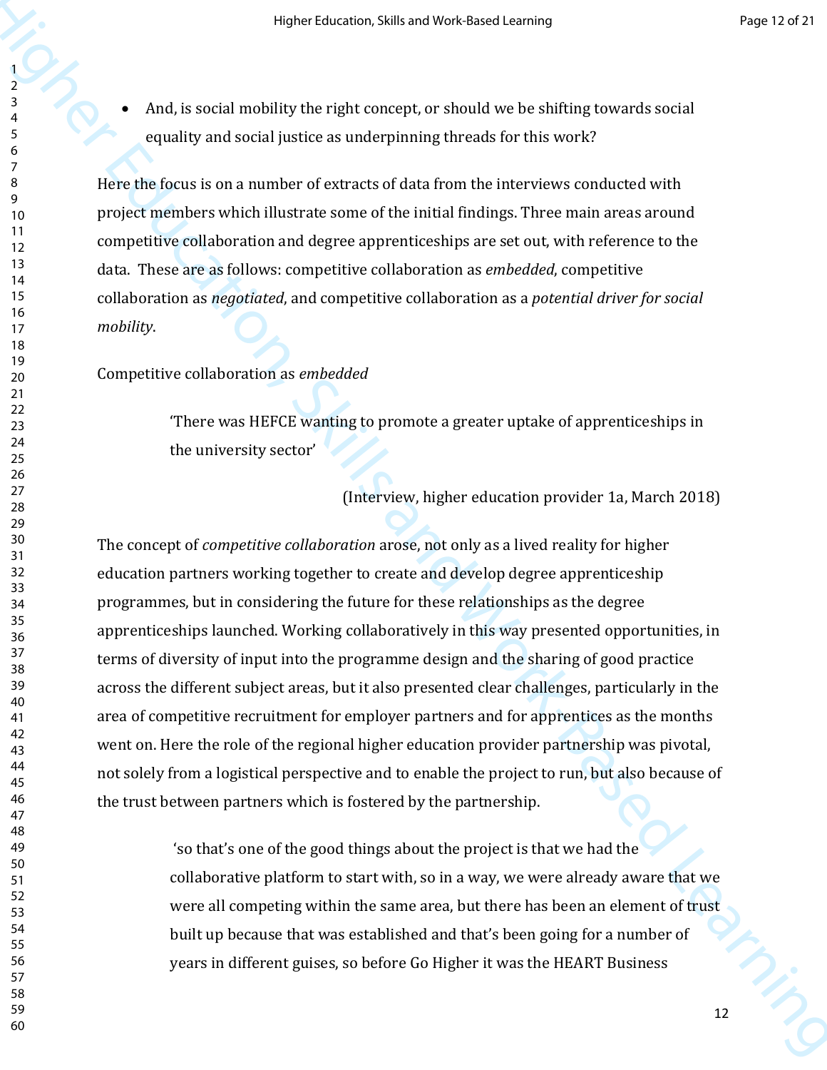- And, is social mobility the right concept, or should we be shifting towards social equality and social justice as underpinning threads for this work?

Here the focus is on a number of extracts of data from the interviews conducted with project members which illustrate some of the initial findings. Three main areas around competitive collaboration and degree apprenticeships are set out, with reference to the data. These are as follows: competitive collaboration as *embedded*, competitive collaboration as *negotiated*, and competitive collaboration as a *potential driver for social mobility*.

Competitive collaboration as *embedded*

> 'There was HEFCE wanting to promote a greater uptake of apprenticeships in the university sector'
>
> (Interview, higher education provider 1a, March 2018)

The concept of *competitive collaboration* arose, not only as a lived reality for higher education partners working together to create and develop degree apprenticeship programmes, but in considering the future for these relationships as the degree apprenticeships launched. Working collaboratively in this way presented opportunities, in terms of diversity of input into the programme design and the sharing of good practice across the different subject areas, but it also presented clear challenges, particularly in the area of competitive recruitment for employer partners and for apprentices as the months went on. Here the role of the regional higher education provider partnership was pivotal, not solely from a logistical perspective and to enable the project to run, but also because of the trust between partners which is fostered by the partnership.

> 'so that's one of the good things about the project is that we had the collaborative platform to start with, so in a way, we were already aware that we were all competing within the same area, but there has been an element of trust built up because that was established and that's been going for a number of years in different guises, so before Go Higher it was the HEART Business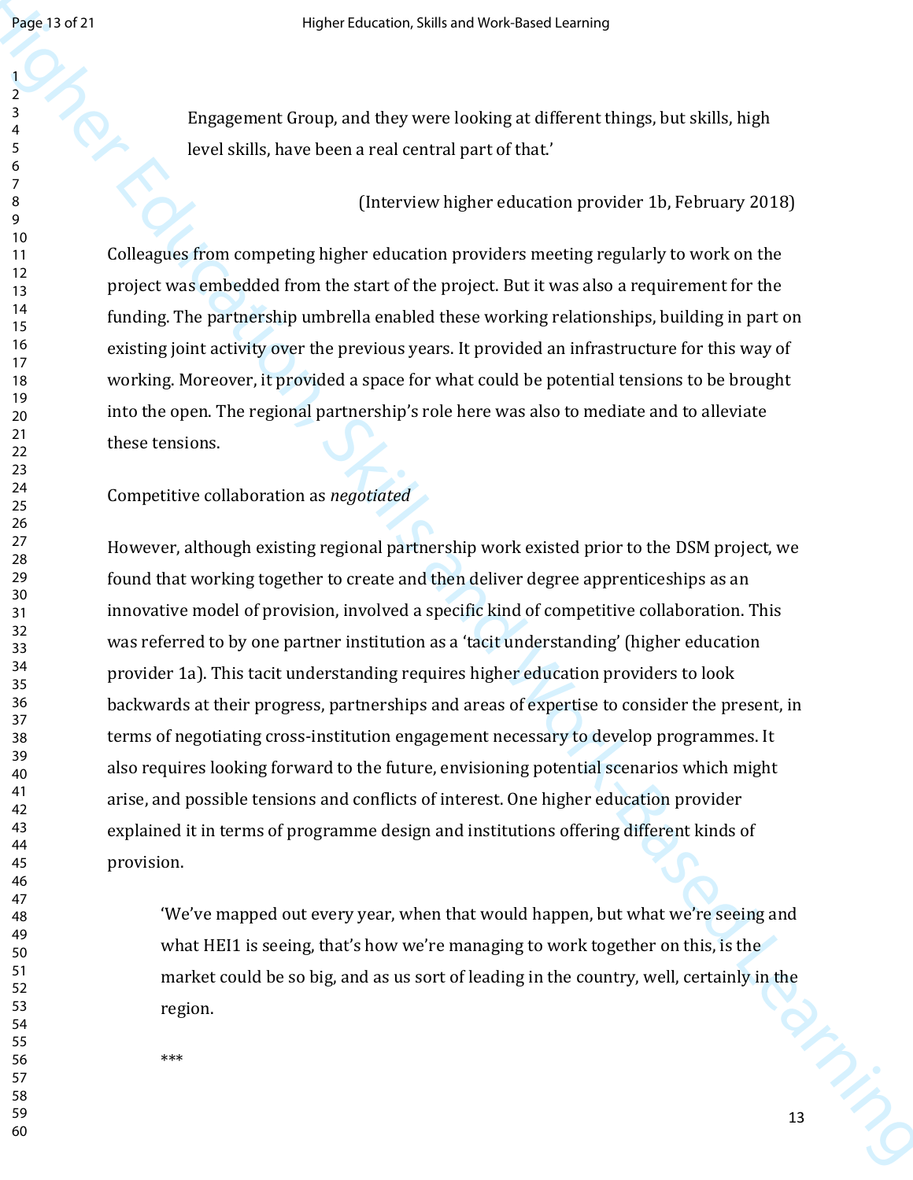Engagement Group, and they were looking at different things, but skills, high level skills, have been a real central part of that.'

(Interview higher education provider 1b, February 2018)

Colleagues from competing higher education providers meeting regularly to work on the project was embedded from the start of the project. But it was also a requirement for the funding. The partnership umbrella enabled these working relationships, building in part on existing joint activity over the previous years. It provided an infrastructure for this way of working. Moreover, it provided a space for what could be potential tensions to be brought into the open. The regional partnership's role here was also to mediate and to alleviate these tensions.

Competitive collaboration as *negotiated*

However, although existing regional partnership work existed prior to the DSM project, we found that working together to create and then deliver degree apprenticeships as an innovative model of provision, involved a specific kind of competitive collaboration. This was referred to by one partner institution as a 'tacit understanding' (higher education provider 1a). This tacit understanding requires higher education providers to look backwards at their progress, partnerships and areas of expertise to consider the present, in terms of negotiating cross-institution engagement necessary to develop programmes. It also requires looking forward to the future, envisioning potential scenarios which might arise, and possible tensions and conflicts of interest. One higher education provider explained it in terms of programme design and institutions offering different kinds of provision.

> 'We've mapped out every year, when that would happen, but what we're seeing and what HEI1 is seeing, that's how we're managing to work together on this, is the market could be so big, and as us sort of leading in the country, well, certainly in the region.
>
> ***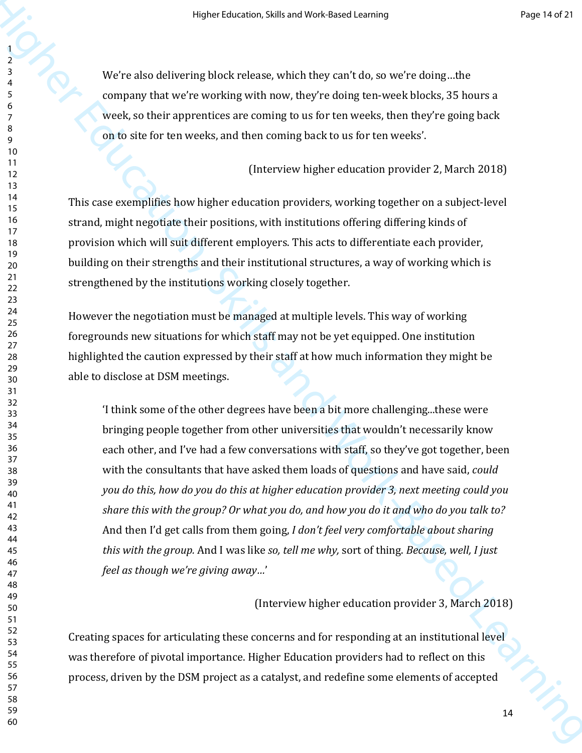> We're also delivering block release, which they can't do, so we're doing…the company that we're working with now, they're doing ten-week blocks, 35 hours a week, so their apprentices are coming to us for ten weeks, then they're going back on to site for ten weeks, and then coming back to us for ten weeks'.
>
> (Interview higher education provider 2, March 2018)

This case exemplifies how higher education providers, working together on a subject-level strand, might negotiate their positions, with institutions offering differing kinds of provision which will suit different employers. This acts to differentiate each provider, building on their strengths and their institutional structures, a way of working which is strengthened by the institutions working closely together.

However the negotiation must be managed at multiple levels. This way of working foregrounds new situations for which staff may not be yet equipped. One institution highlighted the caution expressed by their staff at how much information they might be able to disclose at DSM meetings.

> 'I think some of the other degrees have been a bit more challenging...these were bringing people together from other universities that wouldn't necessarily know each other, and I've had a few conversations with staff, so they've got together, been with the consultants that have asked them loads of questions and have said, *could you do this, how do you do this at higher education provider 3, next meeting could you share this with the group? Or what you do, and how you do it and who do you talk to?* And then I'd get calls from them going, *I don't feel very comfortable about sharing this with the group.* And I was like *so, tell me why,* sort of thing. *Because, well, I just feel as though we're giving away…*'
>
> (Interview higher education provider 3, March 2018)

Creating spaces for articulating these concerns and for responding at an institutional level was therefore of pivotal importance. Higher Education providers had to reflect on this process, driven by the DSM project as a catalyst, and redefine some elements of accepted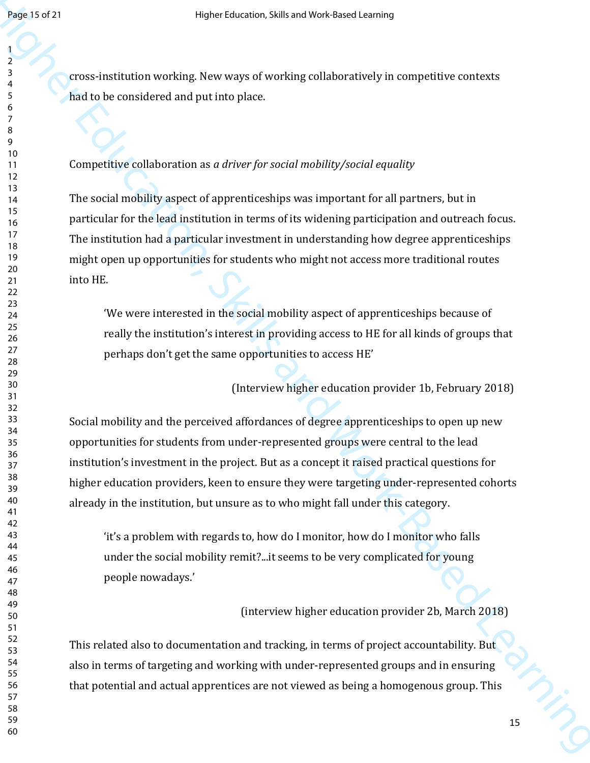cross-institution working. New ways of working collaboratively in competitive contexts had to be considered and put into place.

Competitive collaboration as *a driver for social mobility/social equality*

The social mobility aspect of apprenticeships was important for all partners, but in particular for the lead institution in terms of its widening participation and outreach focus. The institution had a particular investment in understanding how degree apprenticeships might open up opportunities for students who might not access more traditional routes into HE.

> 'We were interested in the social mobility aspect of apprenticeships because of really the institution's interest in providing access to HE for all kinds of groups that perhaps don't get the same opportunities to access HE'
>
> (Interview higher education provider 1b, February 2018)

Social mobility and the perceived affordances of degree apprenticeships to open up new opportunities for students from under-represented groups were central to the lead institution's investment in the project. But as a concept it raised practical questions for higher education providers, keen to ensure they were targeting under-represented cohorts already in the institution, but unsure as to who might fall under this category.

> 'it's a problem with regards to, how do I monitor, how do I monitor who falls under the social mobility remit?...it seems to be very complicated for young people nowadays.'
>
> (interview higher education provider 2b, March 2018)

This related also to documentation and tracking, in terms of project accountability. But also in terms of targeting and working with under-represented groups and in ensuring that potential and actual apprentices are not viewed as being a homogenous group. This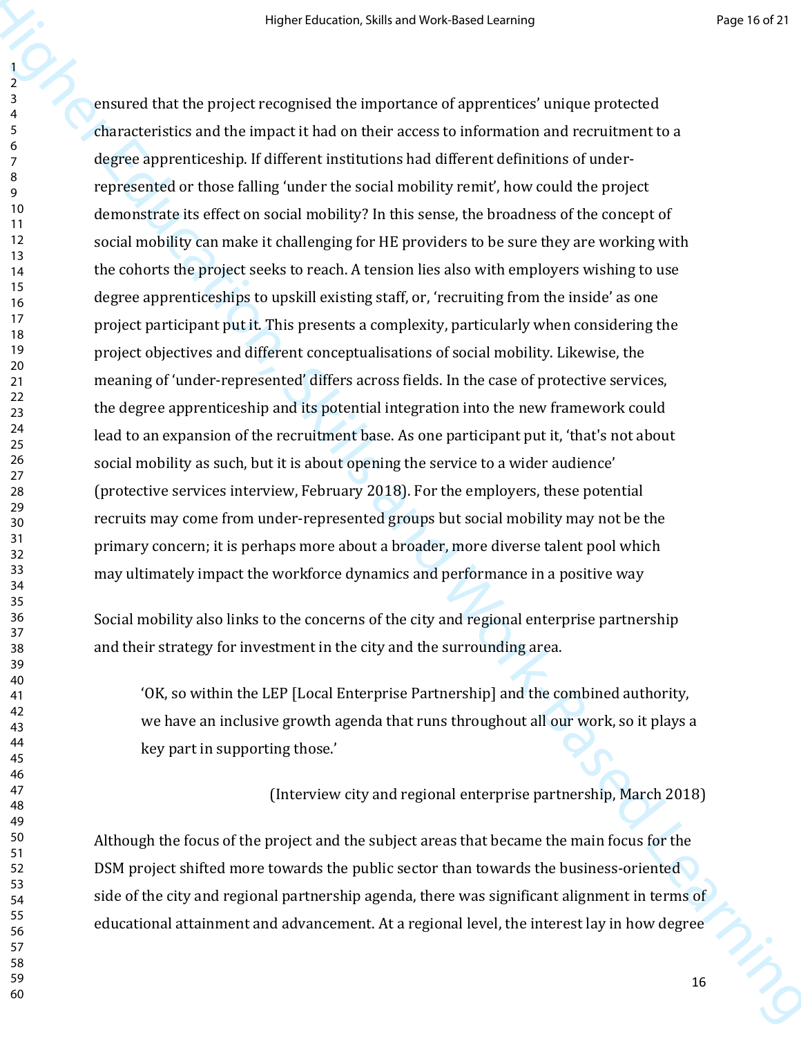ensured that the project recognised the importance of apprentices' unique protected characteristics and the impact it had on their access to information and recruitment to a degree apprenticeship. If different institutions had different definitions of under-represented or those falling 'under the social mobility remit', how could the project demonstrate its effect on social mobility? In this sense, the broadness of the concept of social mobility can make it challenging for HE providers to be sure they are working with the cohorts the project seeks to reach. A tension lies also with employers wishing to use degree apprenticeships to upskill existing staff, or, 'recruiting from the inside' as one project participant put it. This presents a complexity, particularly when considering the project objectives and different conceptualisations of social mobility. Likewise, the meaning of 'under-represented' differs across fields. In the case of protective services, the degree apprenticeship and its potential integration into the new framework could lead to an expansion of the recruitment base. As one participant put it, 'that's not about social mobility as such, but it is about opening the service to a wider audience' (protective services interview, February 2018). For the employers, these potential recruits may come from under-represented groups but social mobility may not be the primary concern; it is perhaps more about a broader, more diverse talent pool which may ultimately impact the workforce dynamics and performance in a positive way

Social mobility also links to the concerns of the city and regional enterprise partnership and their strategy for investment in the city and the surrounding area.

> 'OK, so within the LEP [Local Enterprise Partnership] and the combined authority, we have an inclusive growth agenda that runs throughout all our work, so it plays a key part in supporting those.'
>
> (Interview city and regional enterprise partnership, March 2018)

Although the focus of the project and the subject areas that became the main focus for the DSM project shifted more towards the public sector than towards the business-oriented side of the city and regional partnership agenda, there was significant alignment in terms of educational attainment and advancement. At a regional level, the interest lay in how degree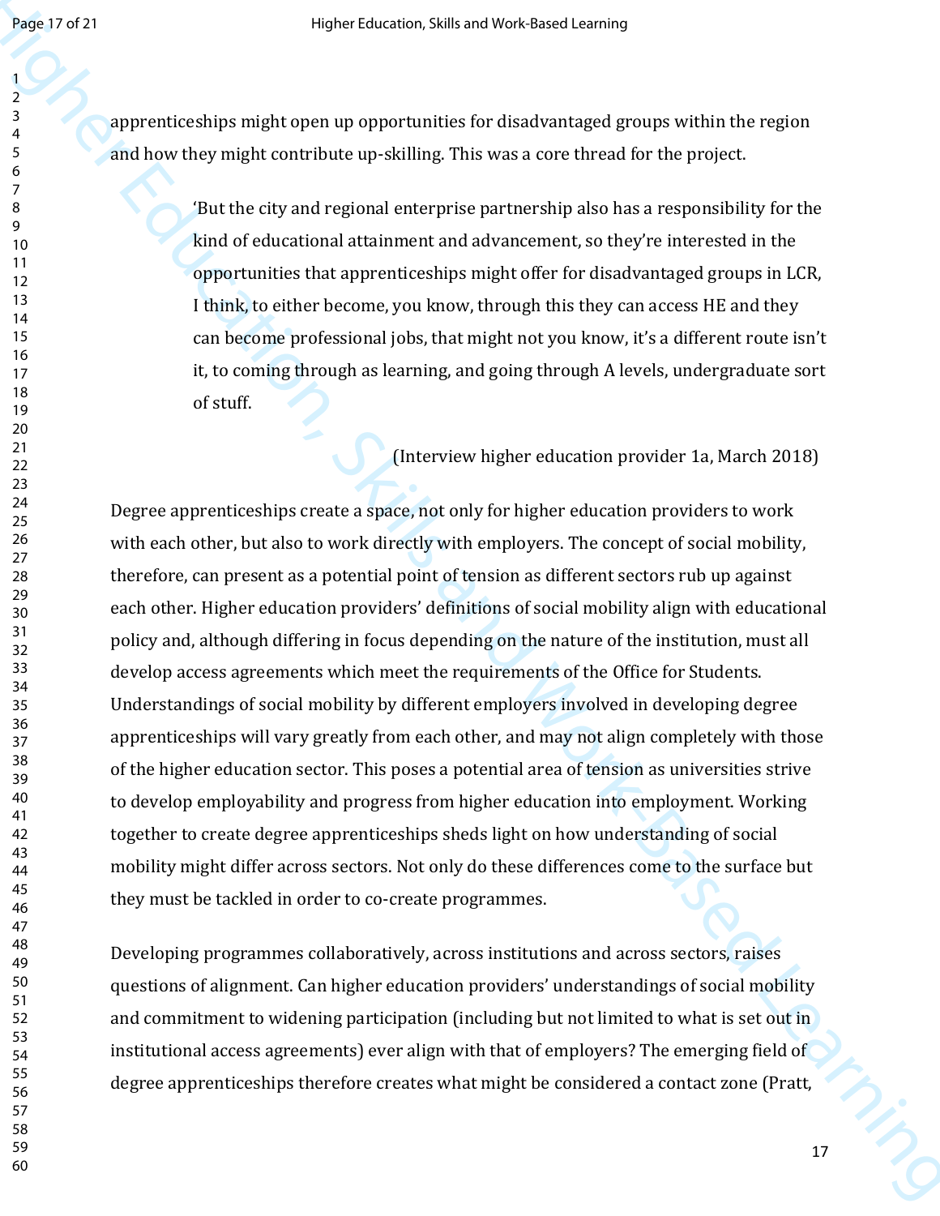apprenticeships might open up opportunities for disadvantaged groups within the region and how they might contribute up-skilling. This was a core thread for the project.

> 'But the city and regional enterprise partnership also has a responsibility for the kind of educational attainment and advancement, so they're interested in the opportunities that apprenticeships might offer for disadvantaged groups in LCR, I think, to either become, you know, through this they can access HE and they can become professional jobs, that might not you know, it's a different route isn't it, to coming through as learning, and going through A levels, undergraduate sort of stuff.
>
> (Interview higher education provider 1a, March 2018)

Degree apprenticeships create a space, not only for higher education providers to work with each other, but also to work directly with employers. The concept of social mobility, therefore, can present as a potential point of tension as different sectors rub up against each other. Higher education providers' definitions of social mobility align with educational policy and, although differing in focus depending on the nature of the institution, must all develop access agreements which meet the requirements of the Office for Students. Understandings of social mobility by different employers involved in developing degree apprenticeships will vary greatly from each other, and may not align completely with those of the higher education sector. This poses a potential area of tension as universities strive to develop employability and progress from higher education into employment. Working together to create degree apprenticeships sheds light on how understanding of social mobility might differ across sectors. Not only do these differences come to the surface but they must be tackled in order to co-create programmes.

Developing programmes collaboratively, across institutions and across sectors, raises questions of alignment. Can higher education providers' understandings of social mobility and commitment to widening participation (including but not limited to what is set out in institutional access agreements) ever align with that of employers? The emerging field of degree apprenticeships therefore creates what might be considered a contact zone (Pratt,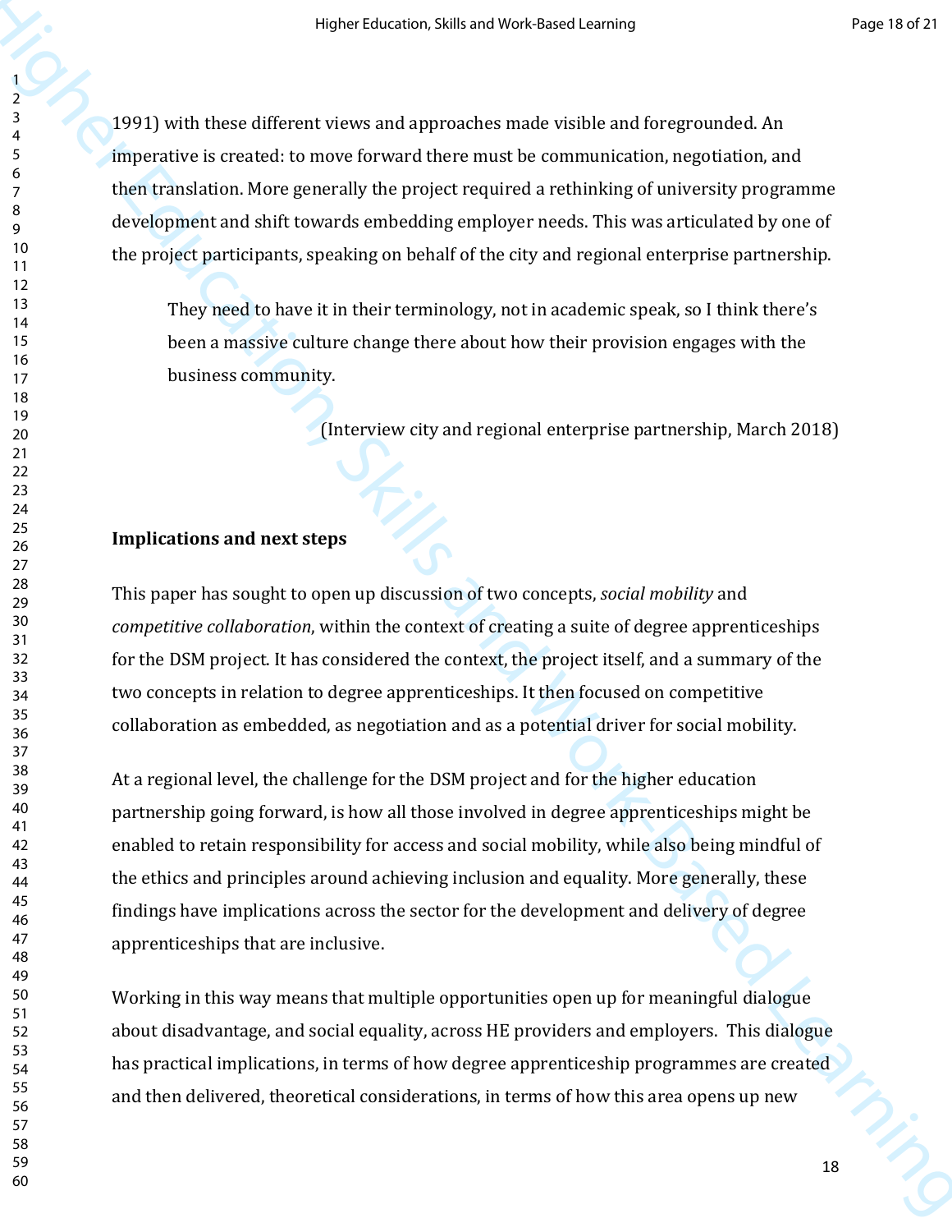1991) with these different views and approaches made visible and foregrounded. An imperative is created: to move forward there must be communication, negotiation, and then translation. More generally the project required a rethinking of university programme development and shift towards embedding employer needs. This was articulated by one of the project participants, speaking on behalf of the city and regional enterprise partnership.

> They need to have it in their terminology, not in academic speak, so I think there's been a massive culture change there about how their provision engages with the business community.
>
> (Interview city and regional enterprise partnership, March 2018)

**Implications and next steps**

This paper has sought to open up discussion of two concepts, *social mobility* and *competitive collaboration*, within the context of creating a suite of degree apprenticeships for the DSM project. It has considered the context, the project itself, and a summary of the two concepts in relation to degree apprenticeships. It then focused on competitive collaboration as embedded, as negotiation and as a potential driver for social mobility.

At a regional level, the challenge for the DSM project and for the higher education partnership going forward, is how all those involved in degree apprenticeships might be enabled to retain responsibility for access and social mobility, while also being mindful of the ethics and principles around achieving inclusion and equality. More generally, these findings have implications across the sector for the development and delivery of degree apprenticeships that are inclusive.

Working in this way means that multiple opportunities open up for meaningful dialogue about disadvantage, and social equality, across HE providers and employers. This dialogue has practical implications, in terms of how degree apprenticeship programmes are created and then delivered, theoretical considerations, in terms of how this area opens up new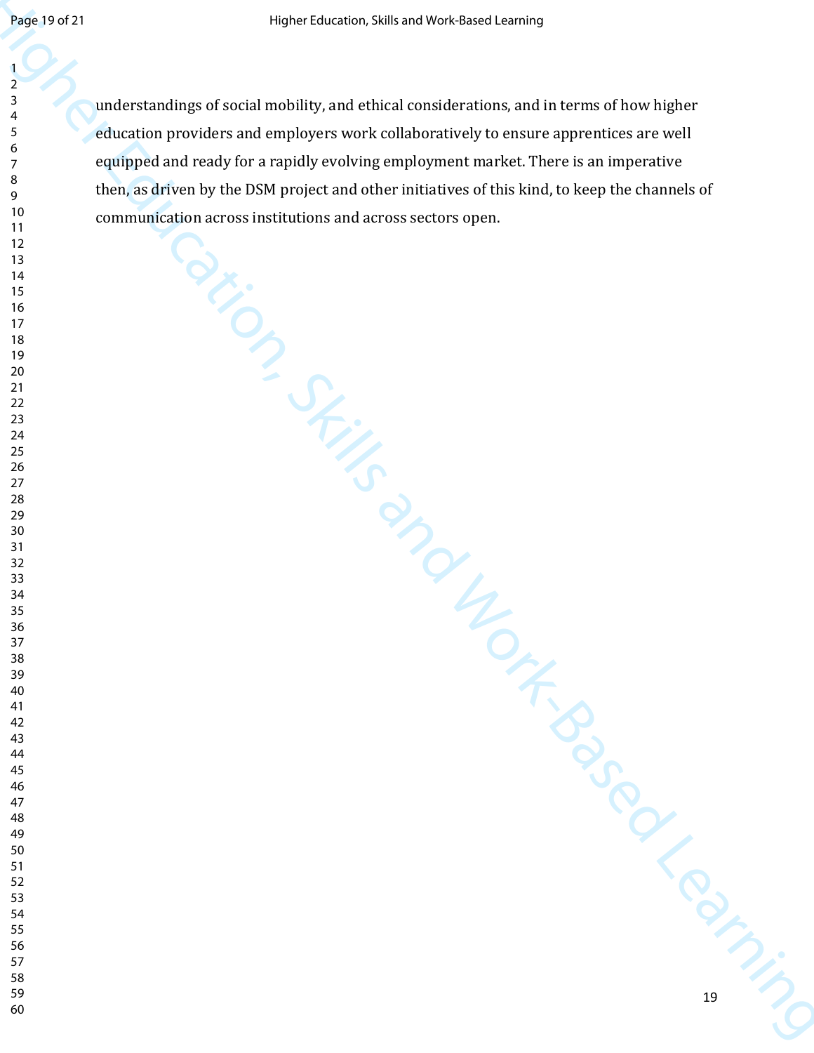understandings of social mobility, and ethical considerations, and in terms of how higher education providers and employers work collaboratively to ensure apprentices are well equipped and ready for a rapidly evolving employment market. There is an imperative then, as driven by the DSM project and other initiatives of this kind, to keep the channels of communication across institutions and across sectors open.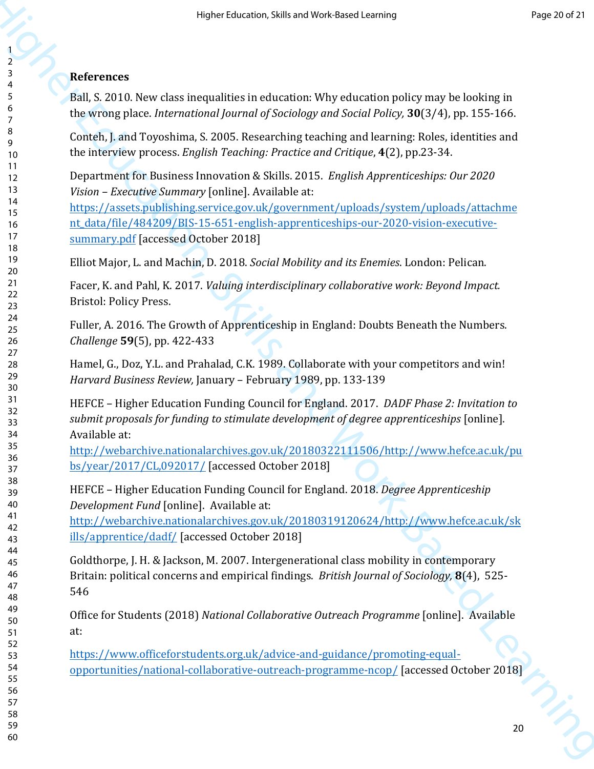## References

Ball, S. 2010. New class inequalities in education: Why education policy may be looking in the wrong place. *International Journal of Sociology and Social Policy,* **30**(3/4), pp. 155-166.

Conteh, J. and Toyoshima, S. 2005. Researching teaching and learning: Roles, identities and the interview process. *English Teaching: Practice and Critique*, **4**(2), pp.23-34.

Department for Business Innovation & Skills. 2015. *English Apprenticeships: Our 2020 Vision – Executive Summary* [online]. Available at: https://assets.publishing.service.gov.uk/government/uploads/system/uploads/attachment_data/file/484209/BIS-15-651-english-apprenticeships-our-2020-vision-executive-summary.pdf [accessed October 2018]

Elliot Major, L. and Machin, D. 2018. *Social Mobility and its Enemies.* London: Pelican.

Facer, K. and Pahl, K. 2017. *Valuing interdisciplinary collaborative work: Beyond Impact.* Bristol: Policy Press.

Fuller, A. 2016. The Growth of Apprenticeship in England: Doubts Beneath the Numbers. *Challenge* **59**(5), pp. 422-433

Hamel, G., Doz, Y.L. and Prahalad, C.K. 1989. Collaborate with your competitors and win! *Harvard Business Review,* January – February 1989, pp. 133-139

HEFCE – Higher Education Funding Council for England. 2017. *DADF Phase 2: Invitation to submit proposals for funding to stimulate development of degree apprenticeships* [online]. Available at: http://webarchive.nationalarchives.gov.uk/20180322111506/http://www.hefce.ac.uk/pubs/year/2017/CL,092017/ [accessed October 2018]

HEFCE – Higher Education Funding Council for England. 2018. *Degree Apprenticeship Development Fund* [online]. Available at: http://webarchive.nationalarchives.gov.uk/20180319120624/http://www.hefce.ac.uk/skills/apprentice/dadf/ [accessed October 2018]

Goldthorpe, J. H. & Jackson, M. 2007. Intergenerational class mobility in contemporary Britain: political concerns and empirical findings. *British Journal of Sociology*, **8**(4), 525-546

Office for Students (2018) *National Collaborative Outreach Programme* [online]. Available at:

https://www.officeforstudents.org.uk/advice-and-guidance/promoting-equal-opportunities/national-collaborative-outreach-programme-ncop/ [accessed October 2018]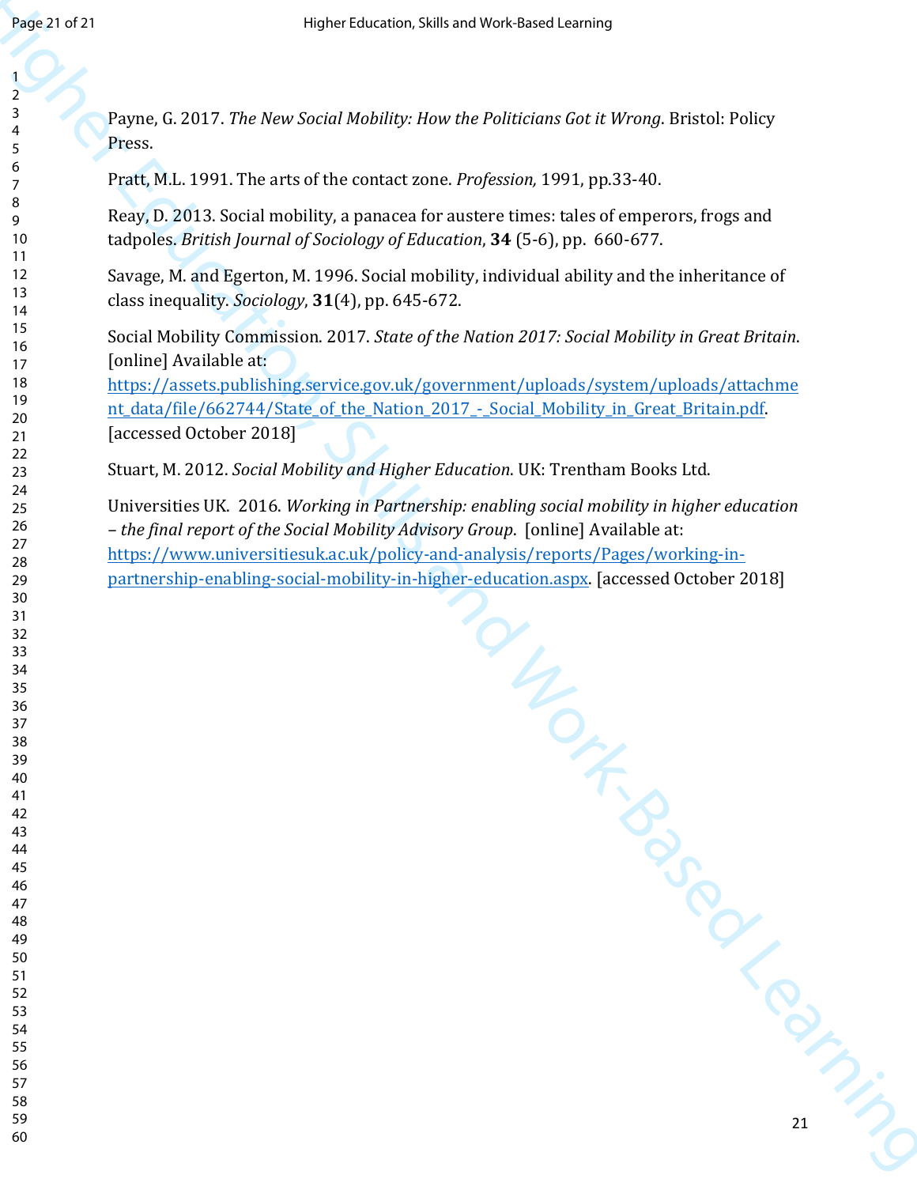Payne, G. 2017. *The New Social Mobility: How the Politicians Got it Wrong*. Bristol: Policy Press.

Pratt, M.L. 1991. The arts of the contact zone. *Profession,* 1991, pp.33-40.

Reay, D. 2013. Social mobility, a panacea for austere times: tales of emperors, frogs and tadpoles. *British Journal of Sociology of Education*, **34** (5-6), pp. 660-677.

Savage, M. and Egerton, M. 1996. Social mobility, individual ability and the inheritance of class inequality. *Sociology*, **31**(4), pp. 645-672.

Social Mobility Commission. 2017. *State of the Nation 2017: Social Mobility in Great Britain*. [online] Available at: https://assets.publishing.service.gov.uk/government/uploads/system/uploads/attachment_data/file/662744/State_of_the_Nation_2017_-_Social_Mobility_in_Great_Britain.pdf. [accessed October 2018]

Stuart, M. 2012. *Social Mobility and Higher Education*. UK: Trentham Books Ltd.

Universities UK. 2016. *Working in Partnership: enabling social mobility in higher education – the final report of the Social Mobility Advisory Group*. [online] Available at: https://www.universitiesuk.ac.uk/policy-and-analysis/reports/Pages/working-in-partnership-enabling-social-mobility-in-higher-education.aspx. [accessed October 2018]